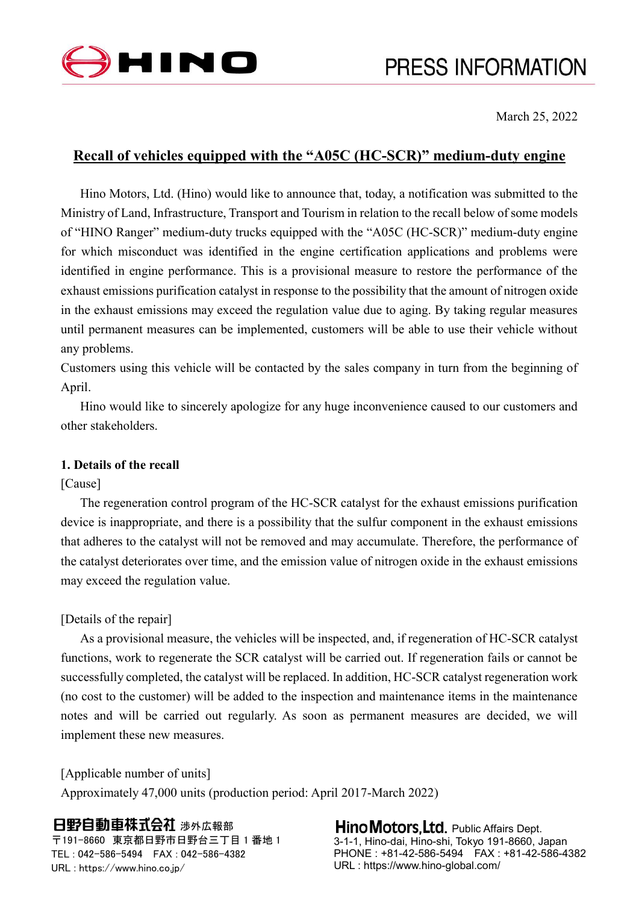PRESS INFORMATION

March 25, 2022

# Recall of vehicles equipped with the “A05C (HC-SCR)” medium-duty engine

Hino Motors, Ltd. (Hino) would like to announce that, today, a notification was submitted to the Ministry of Land, Infrastructure, Transport and Tourism in relation to the recall below of some models of “HINO Ranger” medium-duty trucks equipped with the “A05C (HC-SCR)” medium-duty engine for which misconduct was identified in the engine certification applications and problems were identified in engine performance. This is a provisional measure to restore the performance of the exhaust emissions purification catalyst in response to the possibility that the amount of nitrogen oxide in the exhaust emissions may exceed the regulation value due to aging. By taking regular measures until permanent measures can be implemented, customers will be able to use their vehicle without any problems.

Customers using this vehicle will be contacted by the sales company in turn from the beginning of April.

Hino would like to sincerely apologize for any huge inconvenience caused to our customers and other stakeholders.

**1. Details of the recall**

[Cause]

The regeneration control program of the HC-SCR catalyst for the exhaust emissions purification device is inappropriate, and there is a possibility that the sulfur component in the exhaust emissions that adheres to the catalyst will not be removed and may accumulate. Therefore, the performance of the catalyst deteriorates over time, and the emission value of nitrogen oxide in the exhaust emissions may exceed the regulation value.

[Details of the repair]

As a provisional measure, the vehicles will be inspected, and, if regeneration of HC-SCR catalyst functions, work to regenerate the SCR catalyst will be carried out. If regeneration fails or cannot be successfully completed, the catalyst will be replaced. In addition, HC-SCR catalyst regeneration work (no cost to the customer) will be added to the inspection and maintenance items in the maintenance notes and will be carried out regularly. As soon as permanent measures are decided, we will implement these new measures.

[Applicable number of units]

Approximately 47,000 units (production period: April 2017-March 2022)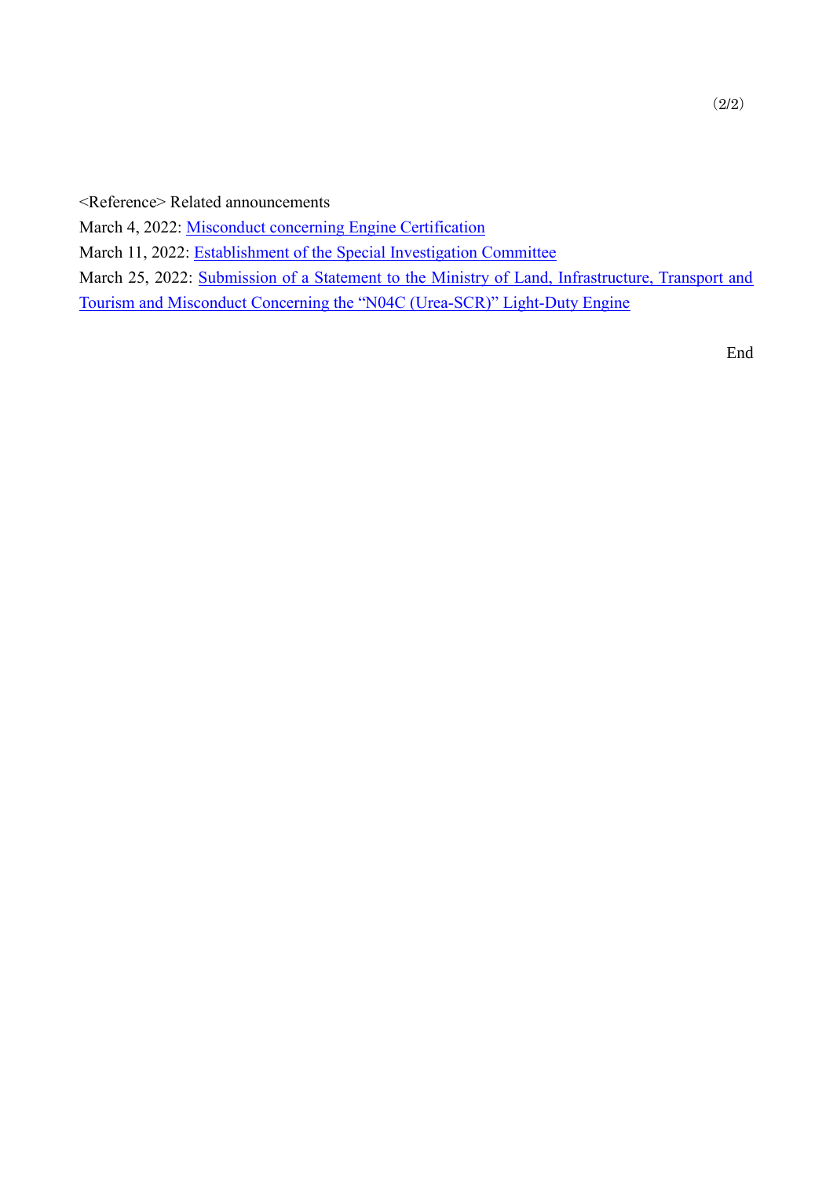<Reference> Related announcements

March 4, 2022: Misconduct concerning Engine Certification

March 11, 2022: Establishment of the Special Investigation Committee

March 25, 2022: Submission of a Statement to the Ministry of Land, Infrastructure, Transport and Tourism and Misconduct Concerning the "N04C (Urea-SCR)" Light-Duty Engine

End